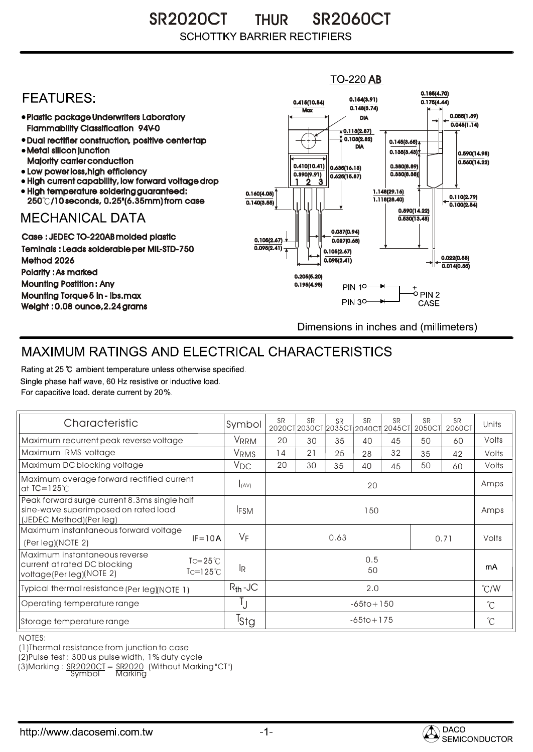# SR2020CT THUR SR2060CT

SCHOTTKY BARRIER RECTIFIERS

## FEATURES:

- Plastic package Underwriters Laboratory Flammability Classification 94V-0
- Dual rectifier construction, positive center tap
- Metal silicon junction Majority carrier conduction
- Low power loss, high efficiency
- High current capability, low forward voltage drop
- High temperature soldering guaranteed: 250℃/10 seconds, 0.25"(6.35mm) from case

## MECHANICAL DATA

Case : JEDEC TO-220AB molded plastic
Teminals : Leads solderable per MIL-STD-750 Method 2026
Polarity : As marked
Mounting Postition : Any
Mounting Torque 5 in - lbs.max
Weight : 0.08 ounce, 2.24 grams

TO-220 AB

0.415(10.54) Max; 0.154(3.91) / 0.148(3.74) DIA; 0.185(4.70) / 0.175(4.44); 0.055(1.39) / 0.045(1.14); 0.113(2.87) / 0.103(2.62) DIA; 0.145(3.68) / 0.135(3.43); 0.590(14.98) / 0.560(14.22); 0.410(10.41) / 0.390(9.91); 0.635(16.13) / 0.625(15.87); 0.350(8.89) / 0.330(8.38); 0.160(4.05) / 0.140(3.55); 1.148(29.16) / 1.118(28.40); 0.110(2.79) / 0.100(2.54); 0.560(14.22) / 0.530(13.46); 0.037(0.94) / 0.027(0.68); 0.105(2.67) / 0.095(2.41); 0.105(2.67) / 0.095(2.41); 0.022(0.56) / 0.014(0.35); 0.205(5.20) / 0.195(4.95)

PIN 1, PIN 3 → PIN 2 (+) CASE

Dimensions in inches and (millimeters)

## MAXIMUM RATINGS AND ELECTRICAL CHARACTERISTICS

Rating at 25 ℃ ambient temperature unless otherwise specified.
Single phase half wave, 60 Hz resistive or inductive load.
For capacitive load. derate current by 20%.

| Characteristic | Symbol | SR 2020CT | SR 2030CT | SR 2035CT | SR 2040CT | SR 2045CT | SR 2050CT | SR 2060CT | Units |
|---|---|---|---|---|---|---|---|---|---|
| Maximum recurrent peak reverse voltage | $V_{RRM}$ | 20 | 30 | 35 | 40 | 45 | 50 | 60 | Volts |
| Maximum RMS voltage | $V_{RMS}$ | 14 | 21 | 25 | 28 | 32 | 35 | 42 | Volts |
| Maximum DC blocking voltage | $V_{DC}$ | 20 | 30 | 35 | 40 | 45 | 50 | 60 | Volts |
| Maximum average forward rectified current at TC=125℃ | $I_{(AV)}$ | 20 | | | | | | | Amps |
| Peak forward surge current 8.3ms single half sine-wave superimposed on rated load (JEDEC Method)(Per leg) | $I_{FSM}$ | 150 | | | | | | | Amps |
| Maximum instantaneous forward voltage (Per leg)(NOTE 2) IF=10A | $V_F$ | 0.63 | | | | | 0.71 | | Volts |
| Maximum instantaneous reverse current at rated DC blocking voltage(Per leg)(NOTE 2) TC=25℃ / TC=125℃ | $I_R$ | 0.5 / 50 | | | | | | | mA |
| Typical thermal resistance (Per leg)(NOTE 1) | $R_{th}$-JC | 2.0 | | | | | | | ℃/W |
| Operating temperature range | $T_J$ | -65to+150 | | | | | | | ℃ |
| Storage temperature range | $T_{Stg}$ | -65to+175 | | | | | | | ℃ |

NOTES:
(1)Thermal resistance from junction to case
(2)Pulse test : 300 us pulse width, 1% duty cycle
(3)Marking : SR2020CT = SR2020 (Without Marking "CT")
Symbol Marking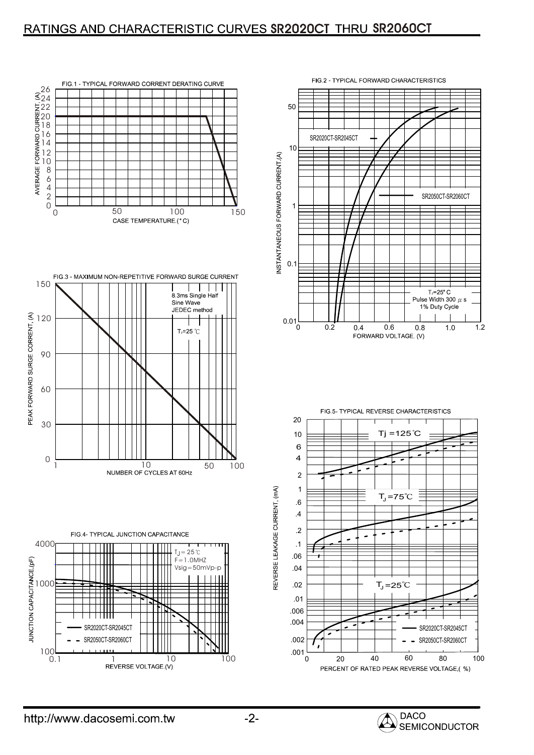# RATINGS AND CHARACTERISTIC CURVES SR2020CT THRU SR2060CT

FIG.1 - TYPICAL FORWARD CURRENT DERATING CURVE

AVERAGE FORWARD CURRENT, (A)

26
24
22
20
18
16
14
12
10
8
6
4
2
0

0
50
100
150

CASE TEMPERATURE.(°C)

FIG.2 - TYPICAL FORWARD CHARACTERISTICS

INSTANTANEOUS FORWARD CURRENT,(A)

50
10
1
0.1
0.01

SR2020CT-SR2045CT

SR2050CT-SR2060CT

$T_J$=25°C
Pulse Width 300 μs
1% Duty Cycle

0
0.2
0.4
0.6
0.8
1.0
1.2

FORWARD VOLTAGE. (V)

FIG.3 - MAXIMUM NON-REPETITIVE FORWARD SURGE CURRENT

PEAK FORWARD SURGE CORRENT, (A)

150
120
90
60
30
0

8.3ms Single Half
Sine Wave
JEDEC method

$T_J$=25 ℃

1
10
50
100

NUMBER OF CYCLES AT 60Hz

FIG.4- TYPICAL JUNCTION CAPACITANCE

JUNCTION CAPACITANCE,(pF)

4000
1000
100

$T_J$= 25 ℃
F=1.0MHZ
Vsig=50mVp-p

SR2020CT-SR2045CT
SR2050CT-SR2060CT

0.1
1
10
100

REVERSE VOLTAGE.(V)

FIG.5- TYPICAL REVERSE CHARACTERISTICS

REVERSE LEAKAGE CURRENT, (mA)

20
10
6
4
2
1
.6
.4
.2
.1
.06
.04
.02
.01
.006
.004
.002
.001

Tj =125℃

$T_J$=75℃

$T_J$=25℃

SR2020CT-SR2045CT
SR2050CT-SR2060CT

0
20
40
60
80
100

PERCENT OF RATED PEAK REVERSE VOLTAGE,( %)

http://www.dacosemi.com.tw

DACO SEMICONDUCTOR